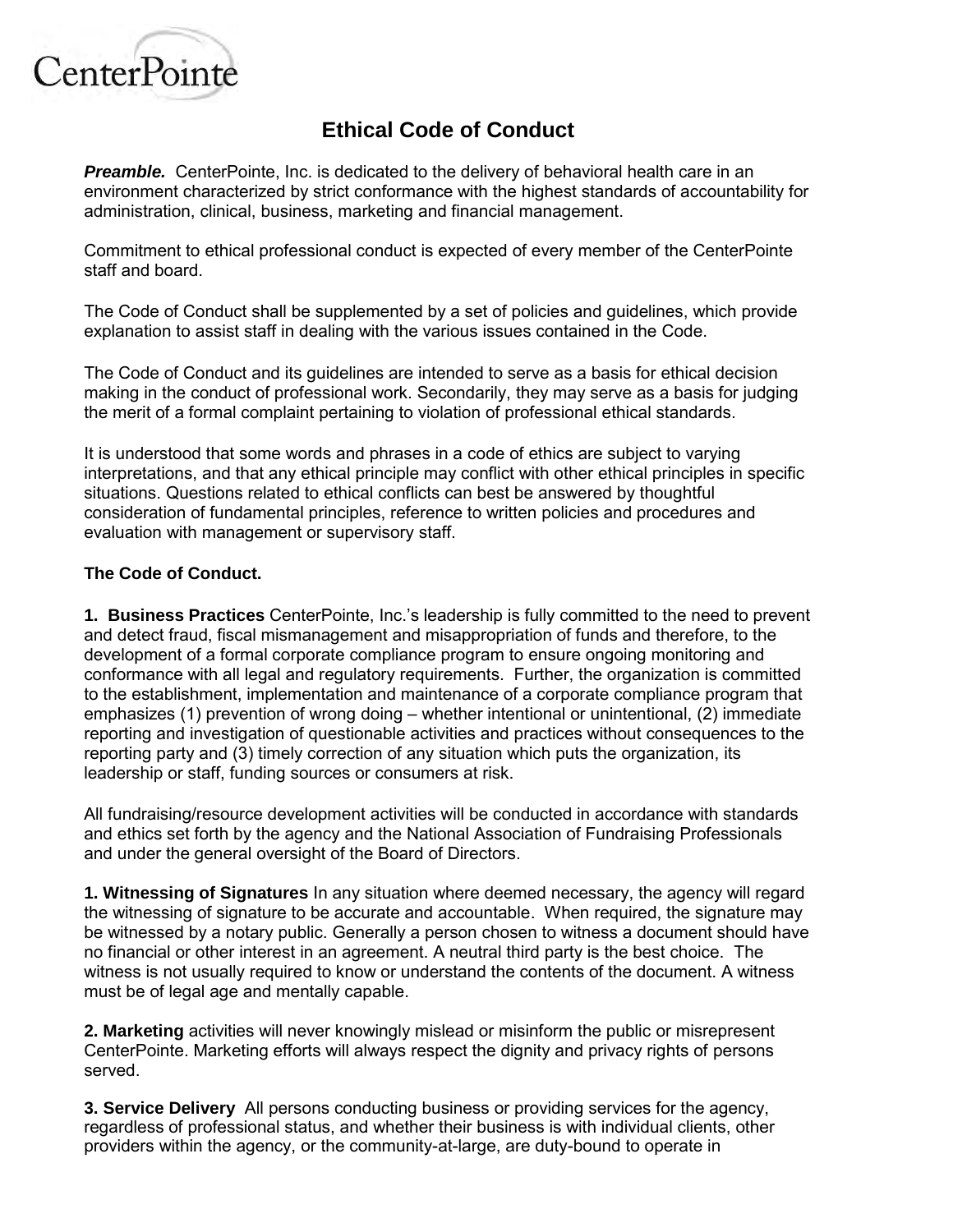CenterPointe

# Ethical Code of Conduct

***Preamble.*** CenterPointe, Inc. is dedicated to the delivery of behavioral health care in an environment characterized by strict conformance with the highest standards of accountability for administration, clinical, business, marketing and financial management.

Commitment to ethical professional conduct is expected of every member of the CenterPointe staff and board.

The Code of Conduct shall be supplemented by a set of policies and guidelines, which provide explanation to assist staff in dealing with the various issues contained in the Code.

The Code of Conduct and its guidelines are intended to serve as a basis for ethical decision making in the conduct of professional work. Secondarily, they may serve as a basis for judging the merit of a formal complaint pertaining to violation of professional ethical standards.

It is understood that some words and phrases in a code of ethics are subject to varying interpretations, and that any ethical principle may conflict with other ethical principles in specific situations. Questions related to ethical conflicts can best be answered by thoughtful consideration of fundamental principles, reference to written policies and procedures and evaluation with management or supervisory staff.

**The Code of Conduct.**

**1. Business Practices** CenterPointe, Inc.'s leadership is fully committed to the need to prevent and detect fraud, fiscal mismanagement and misappropriation of funds and therefore, to the development of a formal corporate compliance program to ensure ongoing monitoring and conformance with all legal and regulatory requirements. Further, the organization is committed to the establishment, implementation and maintenance of a corporate compliance program that emphasizes (1) prevention of wrong doing – whether intentional or unintentional, (2) immediate reporting and investigation of questionable activities and practices without consequences to the reporting party and (3) timely correction of any situation which puts the organization, its leadership or staff, funding sources or consumers at risk.

All fundraising/resource development activities will be conducted in accordance with standards and ethics set forth by the agency and the National Association of Fundraising Professionals and under the general oversight of the Board of Directors.

**1. Witnessing of Signatures** In any situation where deemed necessary, the agency will regard the witnessing of signature to be accurate and accountable. When required, the signature may be witnessed by a notary public. Generally a person chosen to witness a document should have no financial or other interest in an agreement. A neutral third party is the best choice. The witness is not usually required to know or understand the contents of the document. A witness must be of legal age and mentally capable.

**2. Marketing** activities will never knowingly mislead or misinform the public or misrepresent CenterPointe. Marketing efforts will always respect the dignity and privacy rights of persons served.

**3. Service Delivery** All persons conducting business or providing services for the agency, regardless of professional status, and whether their business is with individual clients, other providers within the agency, or the community-at-large, are duty-bound to operate in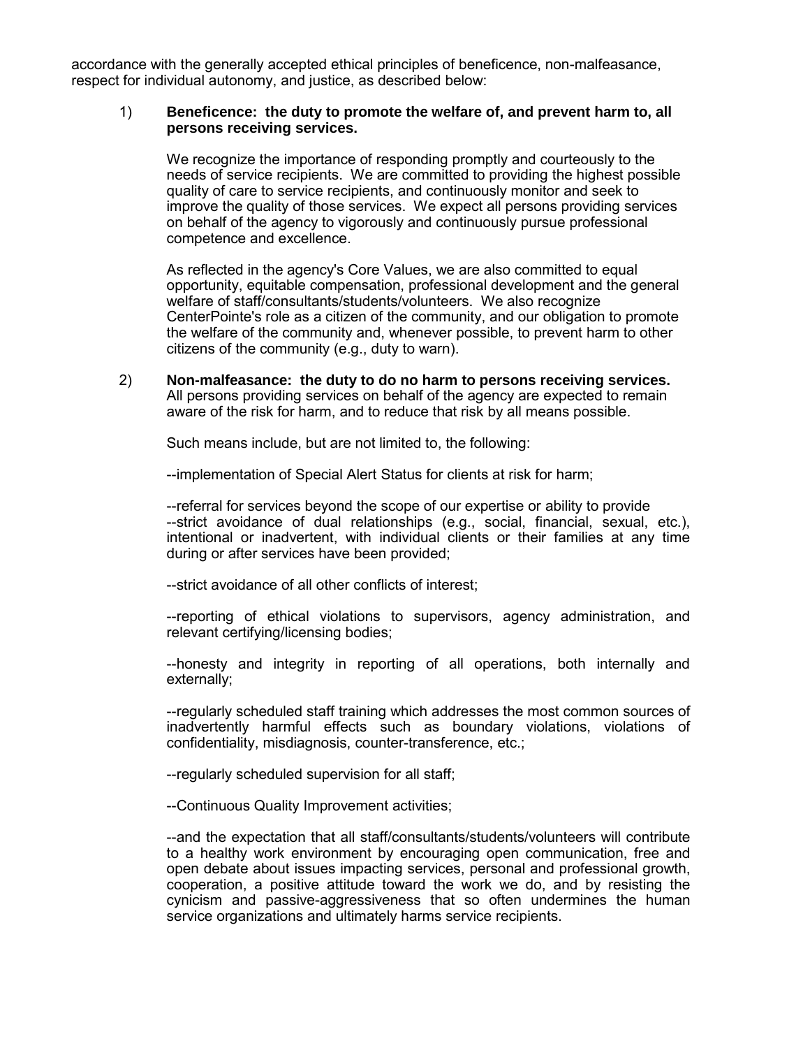accordance with the generally accepted ethical principles of beneficence, non-malfeasance, respect for individual autonomy, and justice, as described below:

1) **Beneficence: the duty to promote the welfare of, and prevent harm to, all persons receiving services.**

   We recognize the importance of responding promptly and courteously to the needs of service recipients. We are committed to providing the highest possible quality of care to service recipients, and continuously monitor and seek to improve the quality of those services. We expect all persons providing services on behalf of the agency to vigorously and continuously pursue professional competence and excellence.

   As reflected in the agency's Core Values, we are also committed to equal opportunity, equitable compensation, professional development and the general welfare of staff/consultants/students/volunteers. We also recognize CenterPointe's role as a citizen of the community, and our obligation to promote the welfare of the community and, whenever possible, to prevent harm to other citizens of the community (e.g., duty to warn).

2) **Non-malfeasance: the duty to do no harm to persons receiving services.** All persons providing services on behalf of the agency are expected to remain aware of the risk for harm, and to reduce that risk by all means possible.

   Such means include, but are not limited to, the following:

   --implementation of Special Alert Status for clients at risk for harm;

   --referral for services beyond the scope of our expertise or ability to provide
   --strict avoidance of dual relationships (e.g., social, financial, sexual, etc.), intentional or inadvertent, with individual clients or their families at any time during or after services have been provided;

   --strict avoidance of all other conflicts of interest;

   --reporting of ethical violations to supervisors, agency administration, and relevant certifying/licensing bodies;

   --honesty and integrity in reporting of all operations, both internally and externally;

   --regularly scheduled staff training which addresses the most common sources of inadvertently harmful effects such as boundary violations, violations of confidentiality, misdiagnosis, counter-transference, etc.;

   --regularly scheduled supervision for all staff;

   --Continuous Quality Improvement activities;

   --and the expectation that all staff/consultants/students/volunteers will contribute to a healthy work environment by encouraging open communication, free and open debate about issues impacting services, personal and professional growth, cooperation, a positive attitude toward the work we do, and by resisting the cynicism and passive-aggressiveness that so often undermines the human service organizations and ultimately harms service recipients.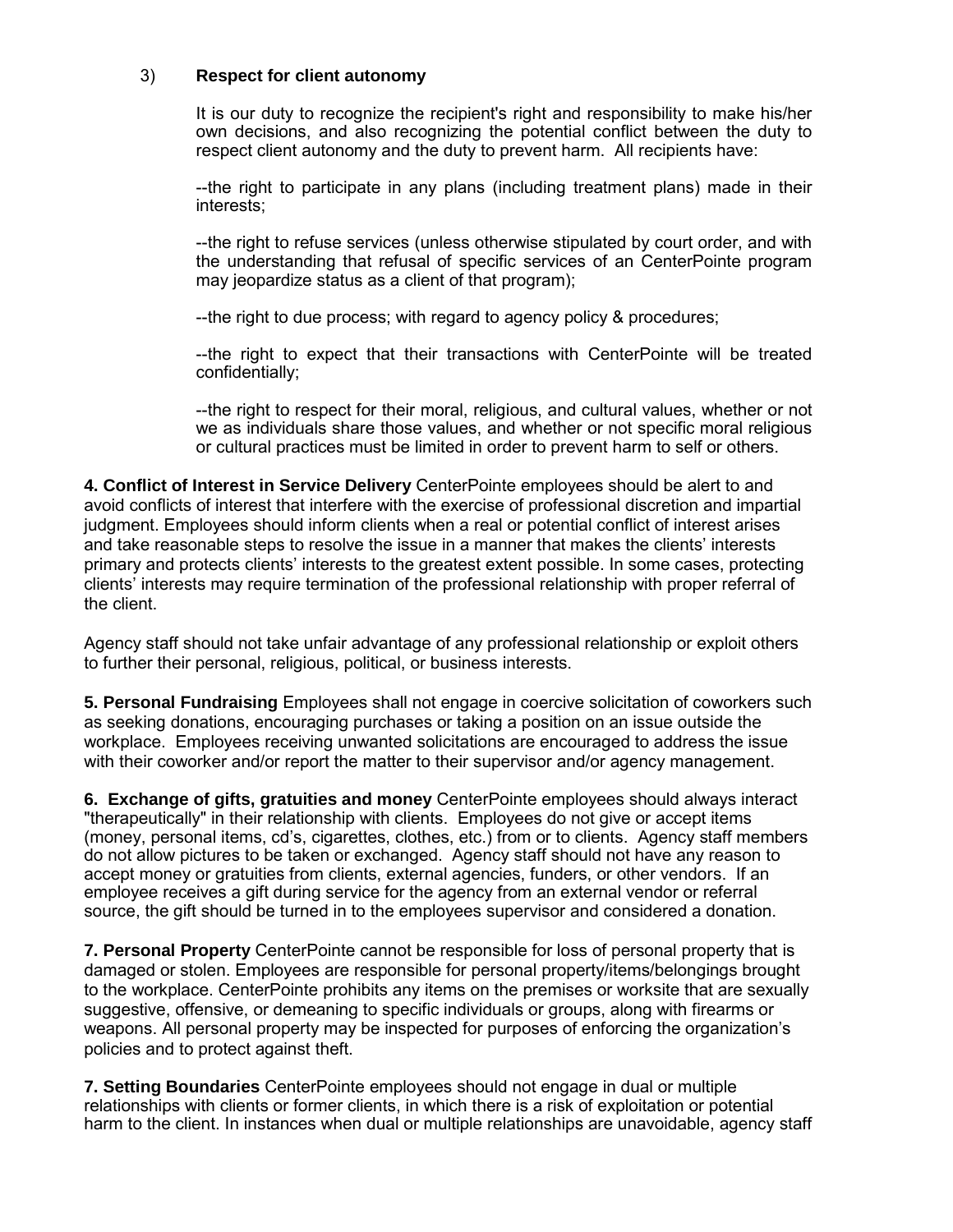3) **Respect for client autonomy**

It is our duty to recognize the recipient's right and responsibility to make his/her own decisions, and also recognizing the potential conflict between the duty to respect client autonomy and the duty to prevent harm. All recipients have:

--the right to participate in any plans (including treatment plans) made in their interests;

--the right to refuse services (unless otherwise stipulated by court order, and with the understanding that refusal of specific services of an CenterPointe program may jeopardize status as a client of that program);

--the right to due process; with regard to agency policy & procedures;

--the right to expect that their transactions with CenterPointe will be treated confidentially;

--the right to respect for their moral, religious, and cultural values, whether or not we as individuals share those values, and whether or not specific moral religious or cultural practices must be limited in order to prevent harm to self or others.

**4. Conflict of Interest in Service Delivery** CenterPointe employees should be alert to and avoid conflicts of interest that interfere with the exercise of professional discretion and impartial judgment. Employees should inform clients when a real or potential conflict of interest arises and take reasonable steps to resolve the issue in a manner that makes the clients' interests primary and protects clients' interests to the greatest extent possible. In some cases, protecting clients' interests may require termination of the professional relationship with proper referral of the client.

Agency staff should not take unfair advantage of any professional relationship or exploit others to further their personal, religious, political, or business interests.

**5. Personal Fundraising** Employees shall not engage in coercive solicitation of coworkers such as seeking donations, encouraging purchases or taking a position on an issue outside the workplace. Employees receiving unwanted solicitations are encouraged to address the issue with their coworker and/or report the matter to their supervisor and/or agency management.

**6. Exchange of gifts, gratuities and money** CenterPointe employees should always interact "therapeutically" in their relationship with clients. Employees do not give or accept items (money, personal items, cd's, cigarettes, clothes, etc.) from or to clients. Agency staff members do not allow pictures to be taken or exchanged. Agency staff should not have any reason to accept money or gratuities from clients, external agencies, funders, or other vendors. If an employee receives a gift during service for the agency from an external vendor or referral source, the gift should be turned in to the employees supervisor and considered a donation.

**7. Personal Property** CenterPointe cannot be responsible for loss of personal property that is damaged or stolen. Employees are responsible for personal property/items/belongings brought to the workplace. CenterPointe prohibits any items on the premises or worksite that are sexually suggestive, offensive, or demeaning to specific individuals or groups, along with firearms or weapons. All personal property may be inspected for purposes of enforcing the organization's policies and to protect against theft.

**7. Setting Boundaries** CenterPointe employees should not engage in dual or multiple relationships with clients or former clients, in which there is a risk of exploitation or potential harm to the client. In instances when dual or multiple relationships are unavoidable, agency staff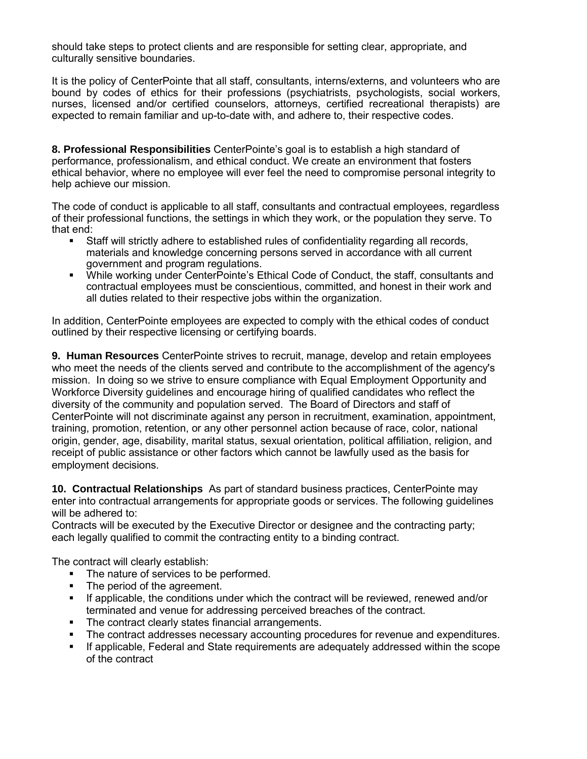should take steps to protect clients and are responsible for setting clear, appropriate, and culturally sensitive boundaries.

It is the policy of CenterPointe that all staff, consultants, interns/externs, and volunteers who are bound by codes of ethics for their professions (psychiatrists, psychologists, social workers, nurses, licensed and/or certified counselors, attorneys, certified recreational therapists) are expected to remain familiar and up-to-date with, and adhere to, their respective codes.

**8. Professional Responsibilities** CenterPointe's goal is to establish a high standard of performance, professionalism, and ethical conduct. We create an environment that fosters ethical behavior, where no employee will ever feel the need to compromise personal integrity to help achieve our mission.

The code of conduct is applicable to all staff, consultants and contractual employees, regardless of their professional functions, the settings in which they work, or the population they serve. To that end:

- Staff will strictly adhere to established rules of confidentiality regarding all records, materials and knowledge concerning persons served in accordance with all current government and program regulations.
- While working under CenterPointe's Ethical Code of Conduct, the staff, consultants and contractual employees must be conscientious, committed, and honest in their work and all duties related to their respective jobs within the organization.

In addition, CenterPointe employees are expected to comply with the ethical codes of conduct outlined by their respective licensing or certifying boards.

**9. Human Resources** CenterPointe strives to recruit, manage, develop and retain employees who meet the needs of the clients served and contribute to the accomplishment of the agency's mission. In doing so we strive to ensure compliance with Equal Employment Opportunity and Workforce Diversity guidelines and encourage hiring of qualified candidates who reflect the diversity of the community and population served. The Board of Directors and staff of CenterPointe will not discriminate against any person in recruitment, examination, appointment, training, promotion, retention, or any other personnel action because of race, color, national origin, gender, age, disability, marital status, sexual orientation, political affiliation, religion, and receipt of public assistance or other factors which cannot be lawfully used as the basis for employment decisions.

**10. Contractual Relationships** As part of standard business practices, CenterPointe may enter into contractual arrangements for appropriate goods or services. The following guidelines will be adhered to:
Contracts will be executed by the Executive Director or designee and the contracting party; each legally qualified to commit the contracting entity to a binding contract.

The contract will clearly establish:

- The nature of services to be performed.
- The period of the agreement.
- If applicable, the conditions under which the contract will be reviewed, renewed and/or terminated and venue for addressing perceived breaches of the contract.
- The contract clearly states financial arrangements.
- The contract addresses necessary accounting procedures for revenue and expenditures.
- If applicable, Federal and State requirements are adequately addressed within the scope of the contract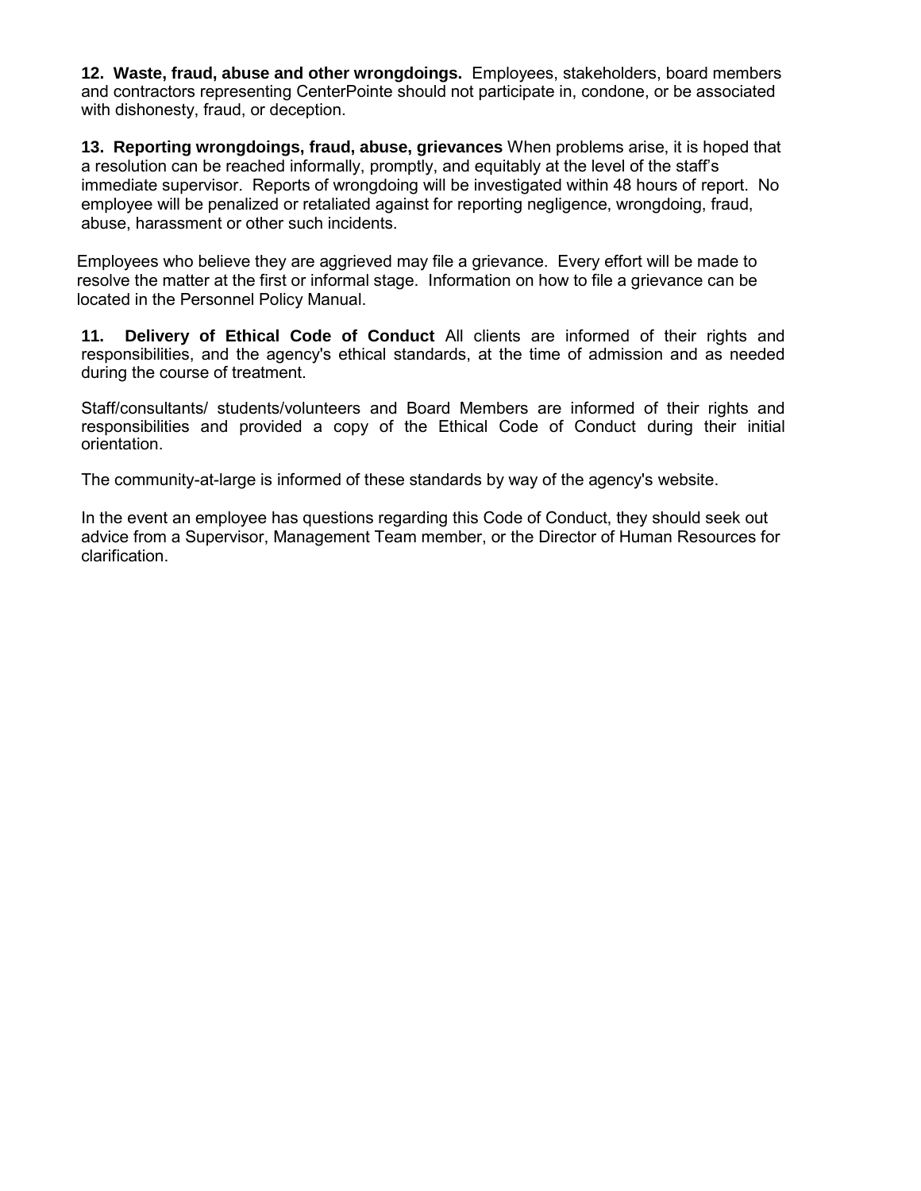**12. Waste, fraud, abuse and other wrongdoings.** Employees, stakeholders, board members and contractors representing CenterPointe should not participate in, condone, or be associated with dishonesty, fraud, or deception.

**13. Reporting wrongdoings, fraud, abuse, grievances** When problems arise, it is hoped that a resolution can be reached informally, promptly, and equitably at the level of the staff's immediate supervisor. Reports of wrongdoing will be investigated within 48 hours of report. No employee will be penalized or retaliated against for reporting negligence, wrongdoing, fraud, abuse, harassment or other such incidents.

Employees who believe they are aggrieved may file a grievance. Every effort will be made to resolve the matter at the first or informal stage. Information on how to file a grievance can be located in the Personnel Policy Manual.

**11. Delivery of Ethical Code of Conduct** All clients are informed of their rights and responsibilities, and the agency's ethical standards, at the time of admission and as needed during the course of treatment.

Staff/consultants/ students/volunteers and Board Members are informed of their rights and responsibilities and provided a copy of the Ethical Code of Conduct during their initial orientation.

The community-at-large is informed of these standards by way of the agency's website.

In the event an employee has questions regarding this Code of Conduct, they should seek out advice from a Supervisor, Management Team member, or the Director of Human Resources for clarification.